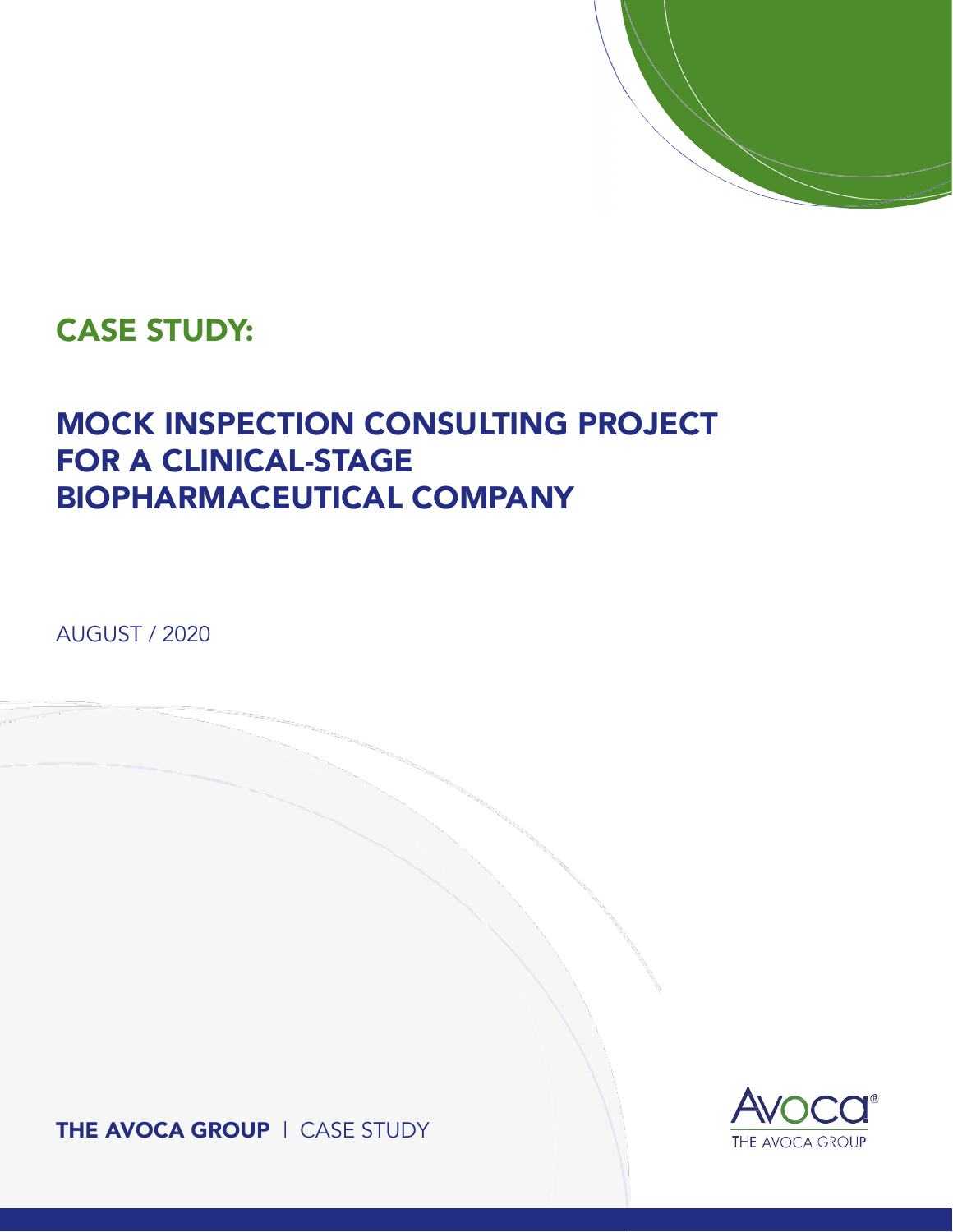## CASE STUDY:

# MOCK INSPECTION CONSULTING PROJECT FOR A CLINICAL-STAGE BIOPHARMACEUTICAL COMPANY

AUGUST / 2020

**THE AVOCA GROUP** | CASE STUDY

Avoca®
THE AVOCA GROUP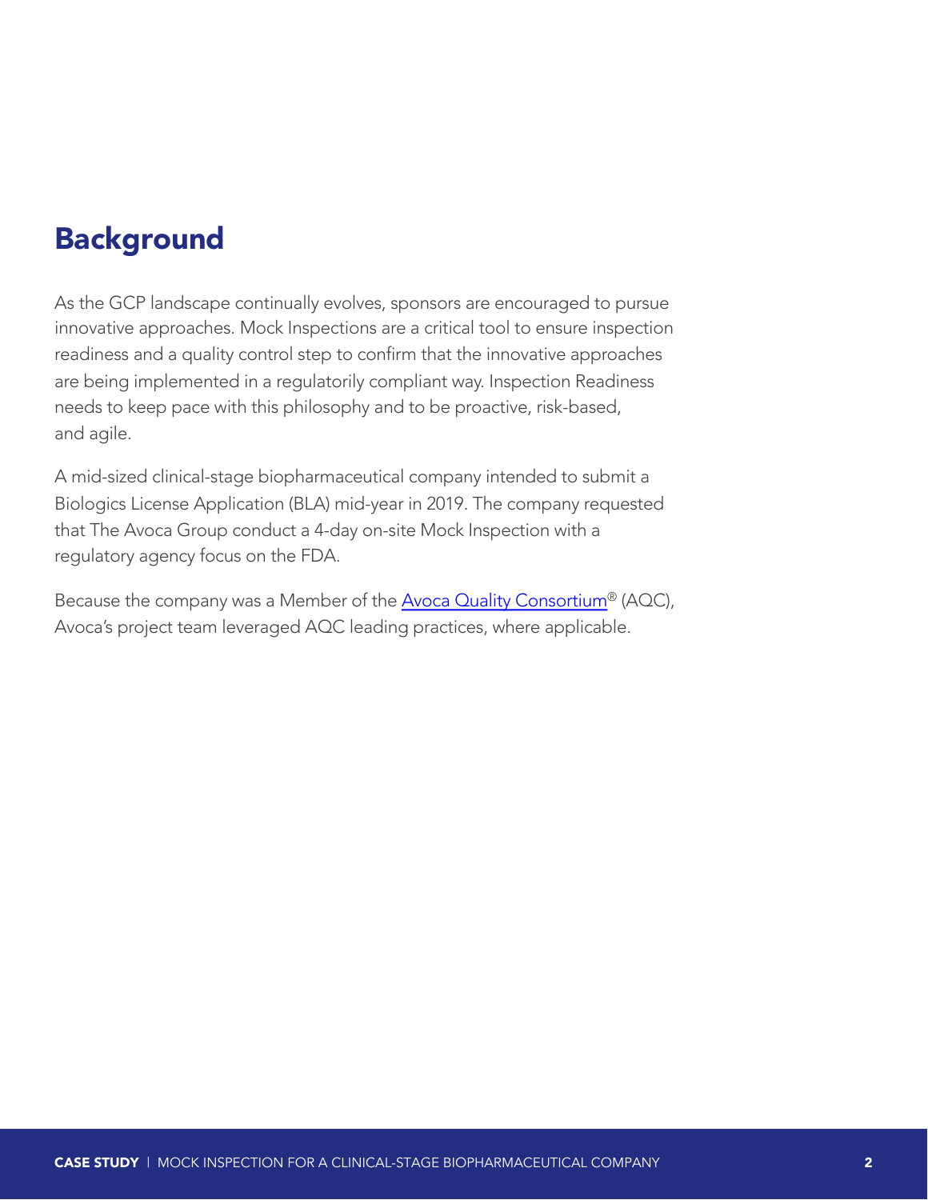# Background

As the GCP landscape continually evolves, sponsors are encouraged to pursue innovative approaches. Mock Inspections are a critical tool to ensure inspection readiness and a quality control step to confirm that the innovative approaches are being implemented in a regulatorily compliant way. Inspection Readiness needs to keep pace with this philosophy and to be proactive, risk-based, and agile.

A mid-sized clinical-stage biopharmaceutical company intended to submit a Biologics License Application (BLA) mid-year in 2019. The company requested that The Avoca Group conduct a 4-day on-site Mock Inspection with a regulatory agency focus on the FDA.

Because the company was a Member of the Avoca Quality Consortium® (AQC), Avoca's project team leveraged AQC leading practices, where applicable.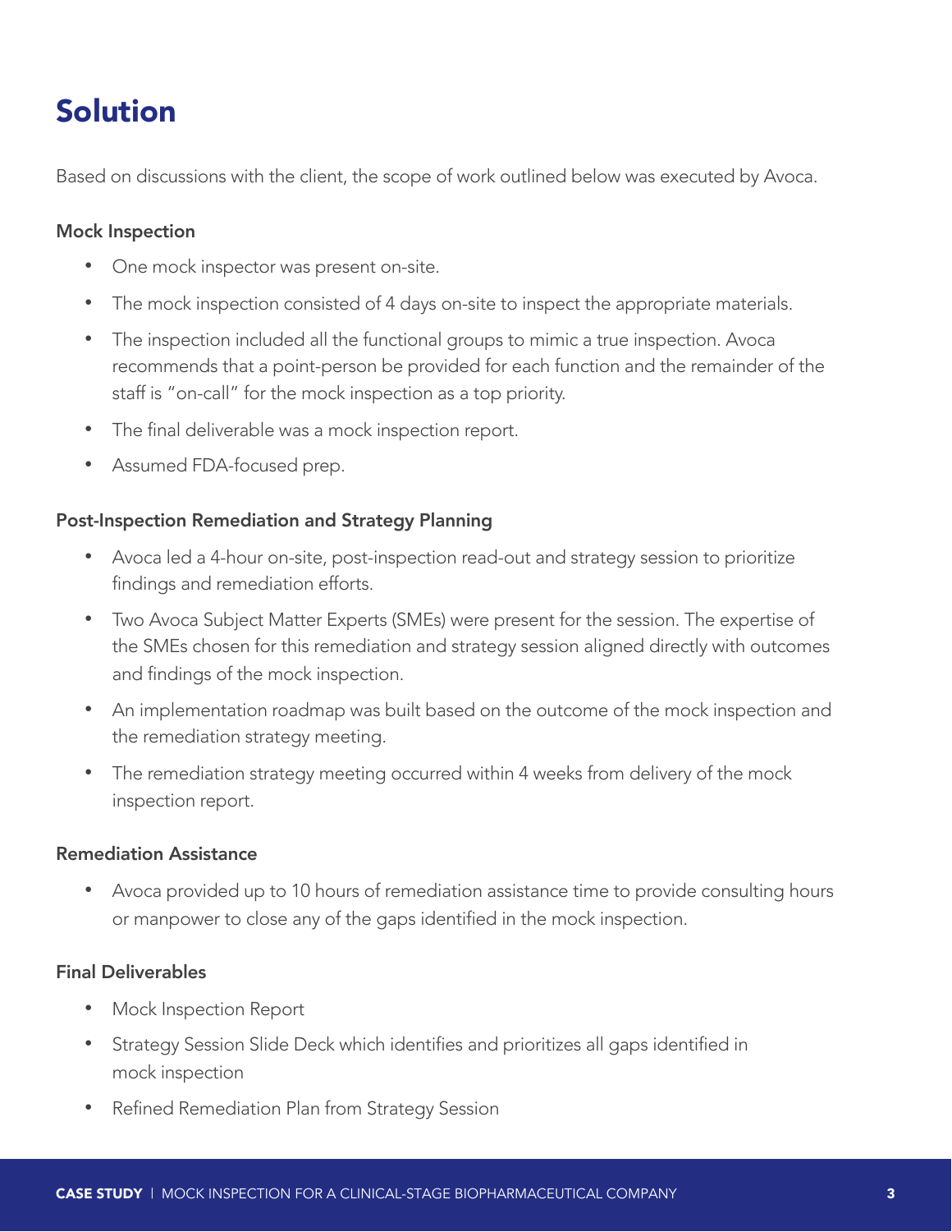# Solution

Based on discussions with the client, the scope of work outlined below was executed by Avoca.

### Mock Inspection

- One mock inspector was present on-site.
- The mock inspection consisted of 4 days on-site to inspect the appropriate materials.
- The inspection included all the functional groups to mimic a true inspection. Avoca recommends that a point-person be provided for each function and the remainder of the staff is "on-call" for the mock inspection as a top priority.
- The final deliverable was a mock inspection report.
- Assumed FDA-focused prep.

### Post-Inspection Remediation and Strategy Planning

- Avoca led a 4-hour on-site, post-inspection read-out and strategy session to prioritize findings and remediation efforts.
- Two Avoca Subject Matter Experts (SMEs) were present for the session. The expertise of the SMEs chosen for this remediation and strategy session aligned directly with outcomes and findings of the mock inspection.
- An implementation roadmap was built based on the outcome of the mock inspection and the remediation strategy meeting.
- The remediation strategy meeting occurred within 4 weeks from delivery of the mock inspection report.

### Remediation Assistance

- Avoca provided up to 10 hours of remediation assistance time to provide consulting hours or manpower to close any of the gaps identified in the mock inspection.

### Final Deliverables

- Mock Inspection Report
- Strategy Session Slide Deck which identifies and prioritizes all gaps identified in mock inspection
- Refined Remediation Plan from Strategy Session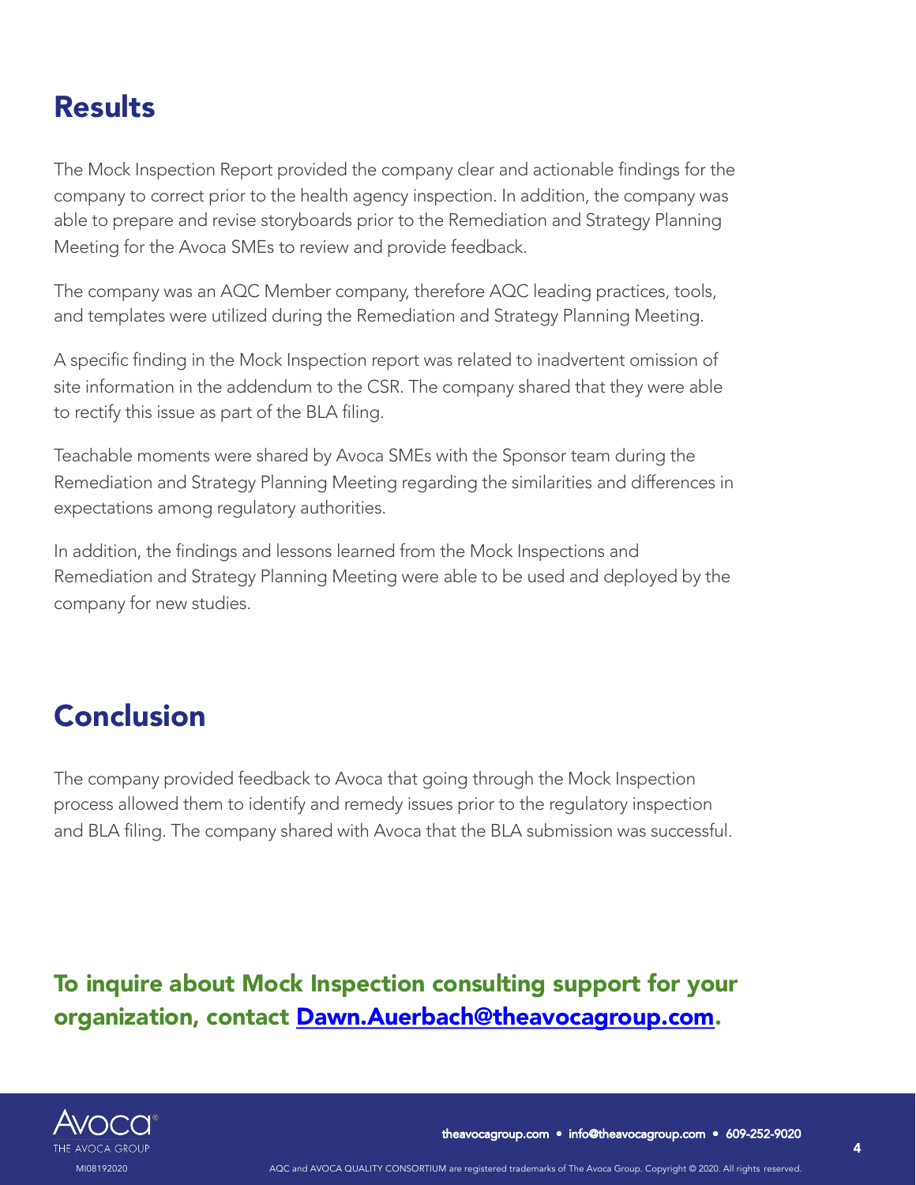## Results

The Mock Inspection Report provided the company clear and actionable findings for the company to correct prior to the health agency inspection. In addition, the company was able to prepare and revise storyboards prior to the Remediation and Strategy Planning Meeting for the Avoca SMEs to review and provide feedback.

The company was an AQC Member company, therefore AQC leading practices, tools, and templates were utilized during the Remediation and Strategy Planning Meeting.

A specific finding in the Mock Inspection report was related to inadvertent omission of site information in the addendum to the CSR. The company shared that they were able to rectify this issue as part of the BLA filing.

Teachable moments were shared by Avoca SMEs with the Sponsor team during the Remediation and Strategy Planning Meeting regarding the similarities and differences in expectations among regulatory authorities.

In addition, the findings and lessons learned from the Mock Inspections and Remediation and Strategy Planning Meeting were able to be used and deployed by the company for new studies.

## Conclusion

The company provided feedback to Avoca that going through the Mock Inspection process allowed them to identify and remedy issues prior to the regulatory inspection and BLA filing. The company shared with Avoca that the BLA submission was successful.

**To inquire about Mock Inspection consulting support for your organization, contact [Dawn.Auerbach@theavocagroup.com](mailto:Dawn.Auerbach@theavocagroup.com).**

Avoca® THE AVOCA GROUP

theavocagroup.com • info@theavocagroup.com • 609-252-9020

MI08192020

AQC and AVOCA QUALITY CONSORTIUM are registered trademarks of The Avoca Group. Copyright © 2020. All rights reserved.